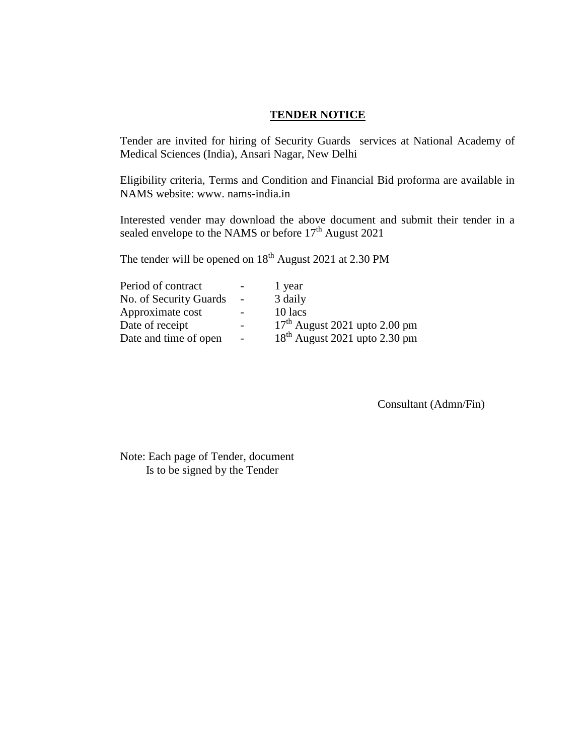## TENDER NOTICE

Tender are invited for hiring of Security Guards services at National Academy of Medical Sciences (India), Ansari Nagar, New Delhi

Eligibility criteria, Terms and Condition and Financial Bid proforma are available in NAMS website: www. nams-india.in

Interested vender may download the above document and submit their tender in a sealed envelope to the NAMS or before 17th August 2021

The tender will be opened on 18th August 2021 at 2.30 PM

| | | |
|---|---|---|
| Period of contract | - | 1 year |
| No. of Security Guards | - | 3 daily |
| Approximate cost | - | 10 lacs |
| Date of receipt | - | 17th August 2021 upto 2.00 pm |
| Date and time of open | - | 18th August 2021 upto 2.30 pm |

Consultant (Admn/Fin)

Note: Each page of Tender, document
Is to be signed by the Tender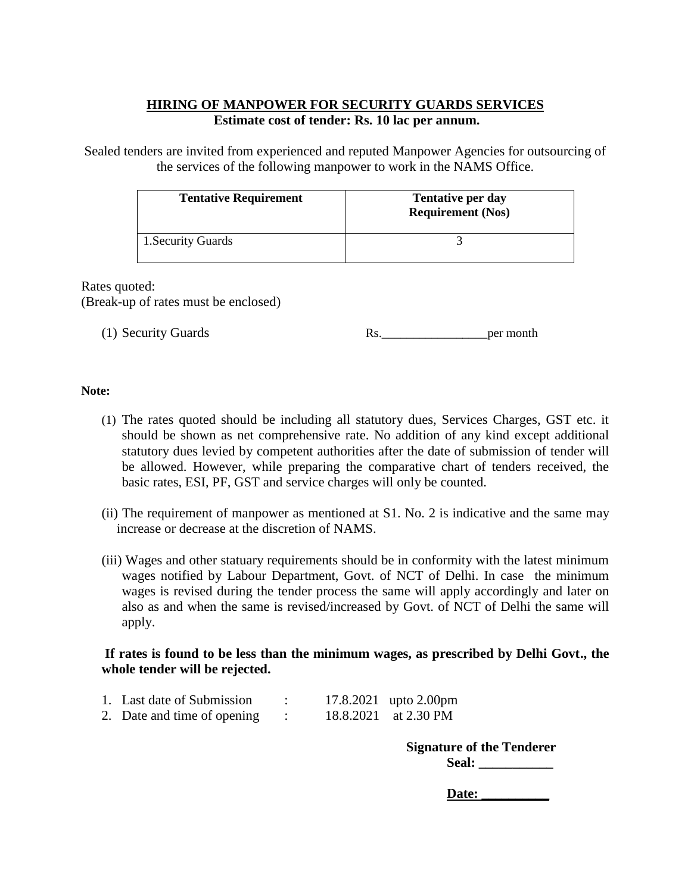## HIRING OF MANPOWER FOR SECURITY GUARDS SERVICES

**Estimate cost of tender: Rs. 10 lac per annum.**

Sealed tenders are invited from experienced and reputed Manpower Agencies for outsourcing of the services of the following manpower to work in the NAMS Office.

| Tentative Requirement | Tentative per day Requirement (Nos) |
|---|---|
| 1.Security Guards | 3 |

Rates quoted:
(Break-up of rates must be enclosed)

(1) Security Guards Rs.________________per month

**Note:**

(1) The rates quoted should be including all statutory dues, Services Charges, GST etc. it should be shown as net comprehensive rate. No addition of any kind except additional statutory dues levied by competent authorities after the date of submission of tender will be allowed. However, while preparing the comparative chart of tenders received, the basic rates, ESI, PF, GST and service charges will only be counted.

(ii) The requirement of manpower as mentioned at S1. No. 2 is indicative and the same may increase or decrease at the discretion of NAMS.

(iii) Wages and other statuary requirements should be in conformity with the latest minimum wages notified by Labour Department, Govt. of NCT of Delhi. In case the minimum wages is revised during the tender process the same will apply accordingly and later on also as and when the same is revised/increased by Govt. of NCT of Delhi the same will apply.

**If rates is found to be less than the minimum wages, as prescribed by Delhi Govt., the whole tender will be rejected.**

1. Last date of Submission : 17.8.2021 upto 2.00pm
2. Date and time of opening : 18.8.2021 at 2.30 PM

**Signature of the Tenderer**

**Seal: ___________**

**Date: __________**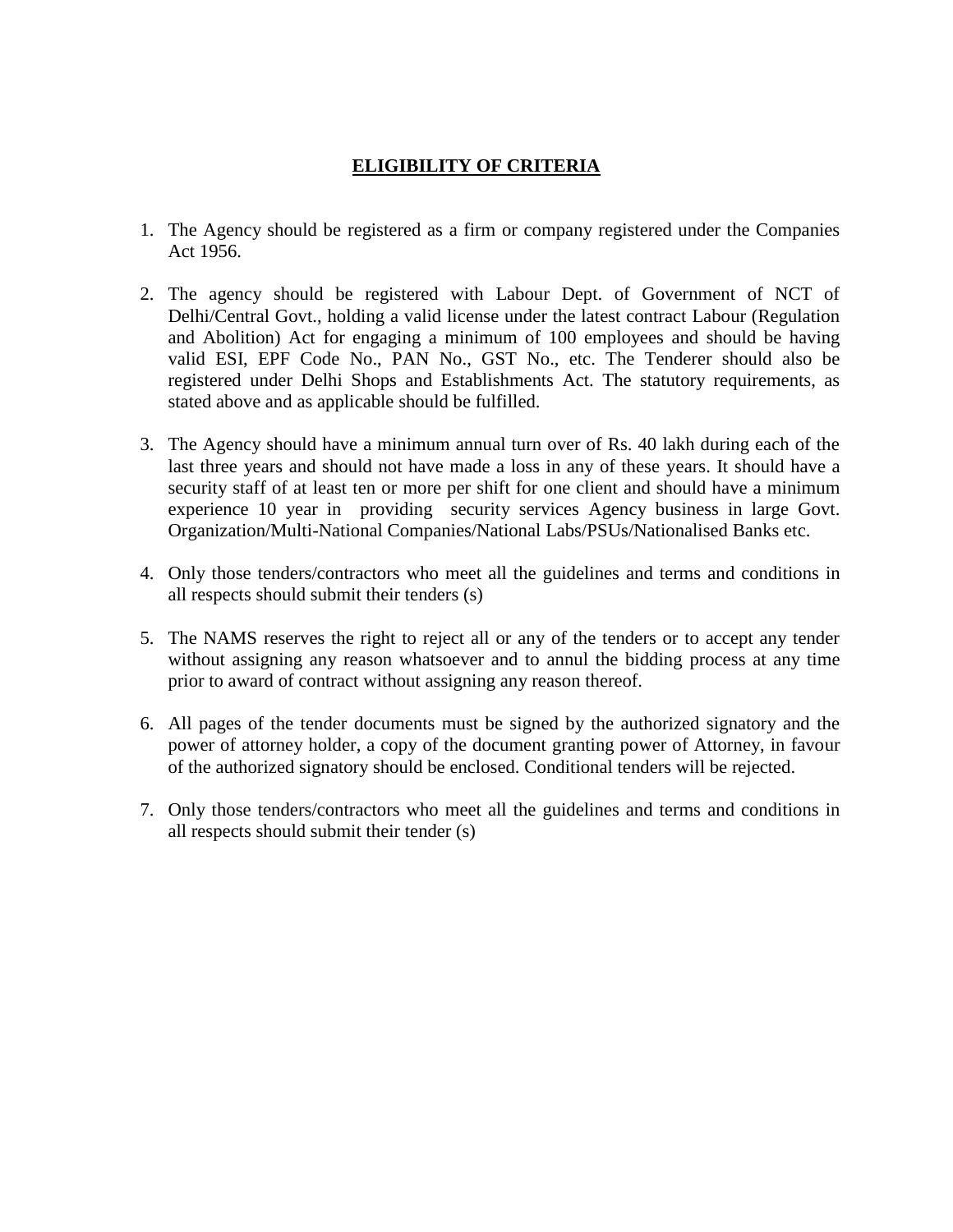## ELIGIBILITY OF CRITERIA

1. The Agency should be registered as a firm or company registered under the Companies Act 1956.

2. The agency should be registered with Labour Dept. of Government of NCT of Delhi/Central Govt., holding a valid license under the latest contract Labour (Regulation and Abolition) Act for engaging a minimum of 100 employees and should be having valid ESI, EPF Code No., PAN No., GST No., etc. The Tenderer should also be registered under Delhi Shops and Establishments Act. The statutory requirements, as stated above and as applicable should be fulfilled.

3. The Agency should have a minimum annual turn over of Rs. 40 lakh during each of the last three years and should not have made a loss in any of these years. It should have a security staff of at least ten or more per shift for one client and should have a minimum experience 10 year in providing security services Agency business in large Govt. Organization/Multi-National Companies/National Labs/PSUs/Nationalised Banks etc.

4. Only those tenders/contractors who meet all the guidelines and terms and conditions in all respects should submit their tenders (s)

5. The NAMS reserves the right to reject all or any of the tenders or to accept any tender without assigning any reason whatsoever and to annul the bidding process at any time prior to award of contract without assigning any reason thereof.

6. All pages of the tender documents must be signed by the authorized signatory and the power of attorney holder, a copy of the document granting power of Attorney, in favour of the authorized signatory should be enclosed. Conditional tenders will be rejected.

7. Only those tenders/contractors who meet all the guidelines and terms and conditions in all respects should submit their tender (s)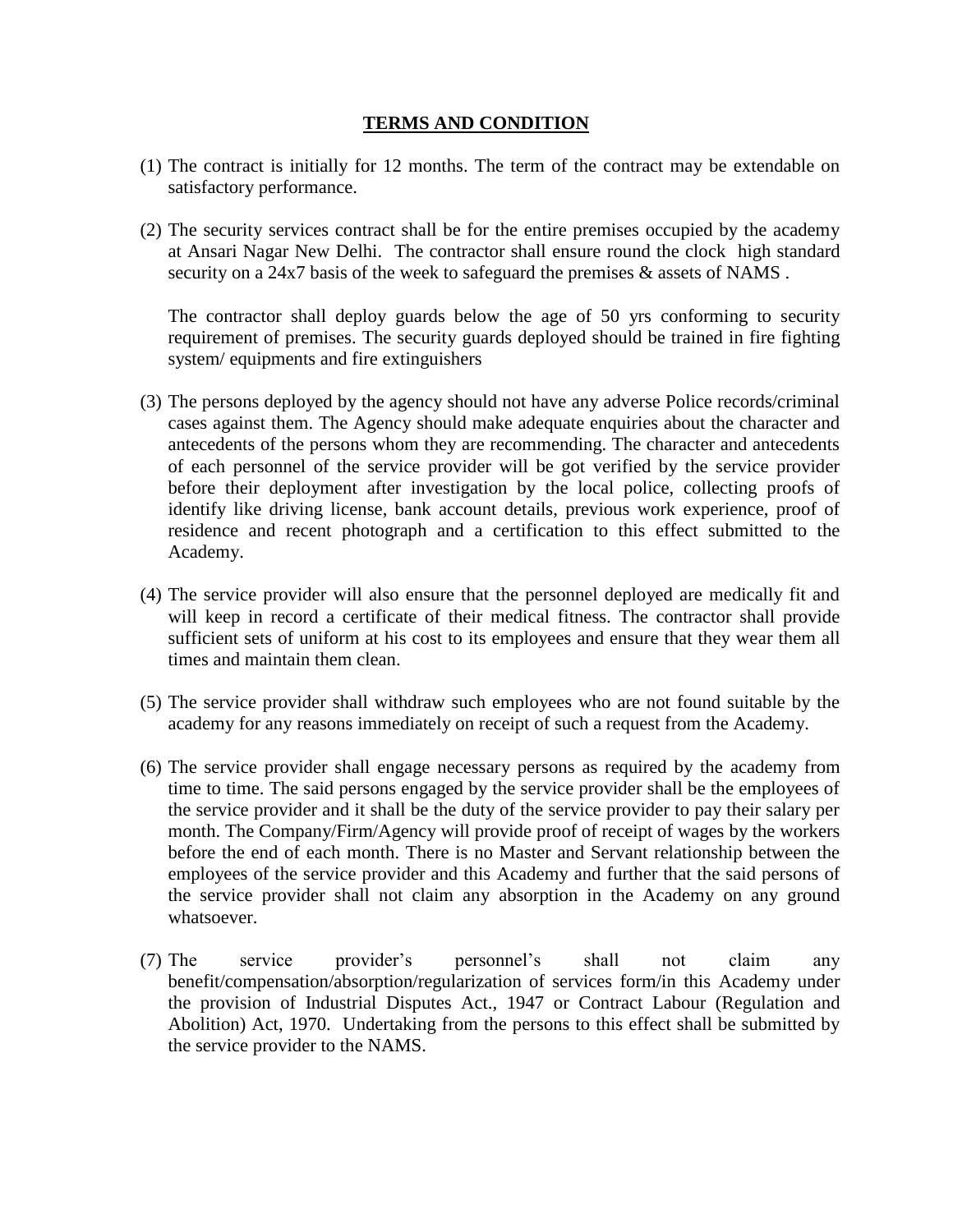## TERMS AND CONDITION

(1) The contract is initially for 12 months. The term of the contract may be extendable on satisfactory performance.

(2) The security services contract shall be for the entire premises occupied by the academy at Ansari Nagar New Delhi. The contractor shall ensure round the clock high standard security on a 24x7 basis of the week to safeguard the premises & assets of NAMS .

The contractor shall deploy guards below the age of 50 yrs conforming to security requirement of premises. The security guards deployed should be trained in fire fighting system/ equipments and fire extinguishers

(3) The persons deployed by the agency should not have any adverse Police records/criminal cases against them. The Agency should make adequate enquiries about the character and antecedents of the persons whom they are recommending. The character and antecedents of each personnel of the service provider will be got verified by the service provider before their deployment after investigation by the local police, collecting proofs of identify like driving license, bank account details, previous work experience, proof of residence and recent photograph and a certification to this effect submitted to the Academy.

(4) The service provider will also ensure that the personnel deployed are medically fit and will keep in record a certificate of their medical fitness. The contractor shall provide sufficient sets of uniform at his cost to its employees and ensure that they wear them all times and maintain them clean.

(5) The service provider shall withdraw such employees who are not found suitable by the academy for any reasons immediately on receipt of such a request from the Academy.

(6) The service provider shall engage necessary persons as required by the academy from time to time. The said persons engaged by the service provider shall be the employees of the service provider and it shall be the duty of the service provider to pay their salary per month. The Company/Firm/Agency will provide proof of receipt of wages by the workers before the end of each month. There is no Master and Servant relationship between the employees of the service provider and this Academy and further that the said persons of the service provider shall not claim any absorption in the Academy on any ground whatsoever.

(7) The service provider's personnel's shall not claim any benefit/compensation/absorption/regularization of services form/in this Academy under the provision of Industrial Disputes Act., 1947 or Contract Labour (Regulation and Abolition) Act, 1970. Undertaking from the persons to this effect shall be submitted by the service provider to the NAMS.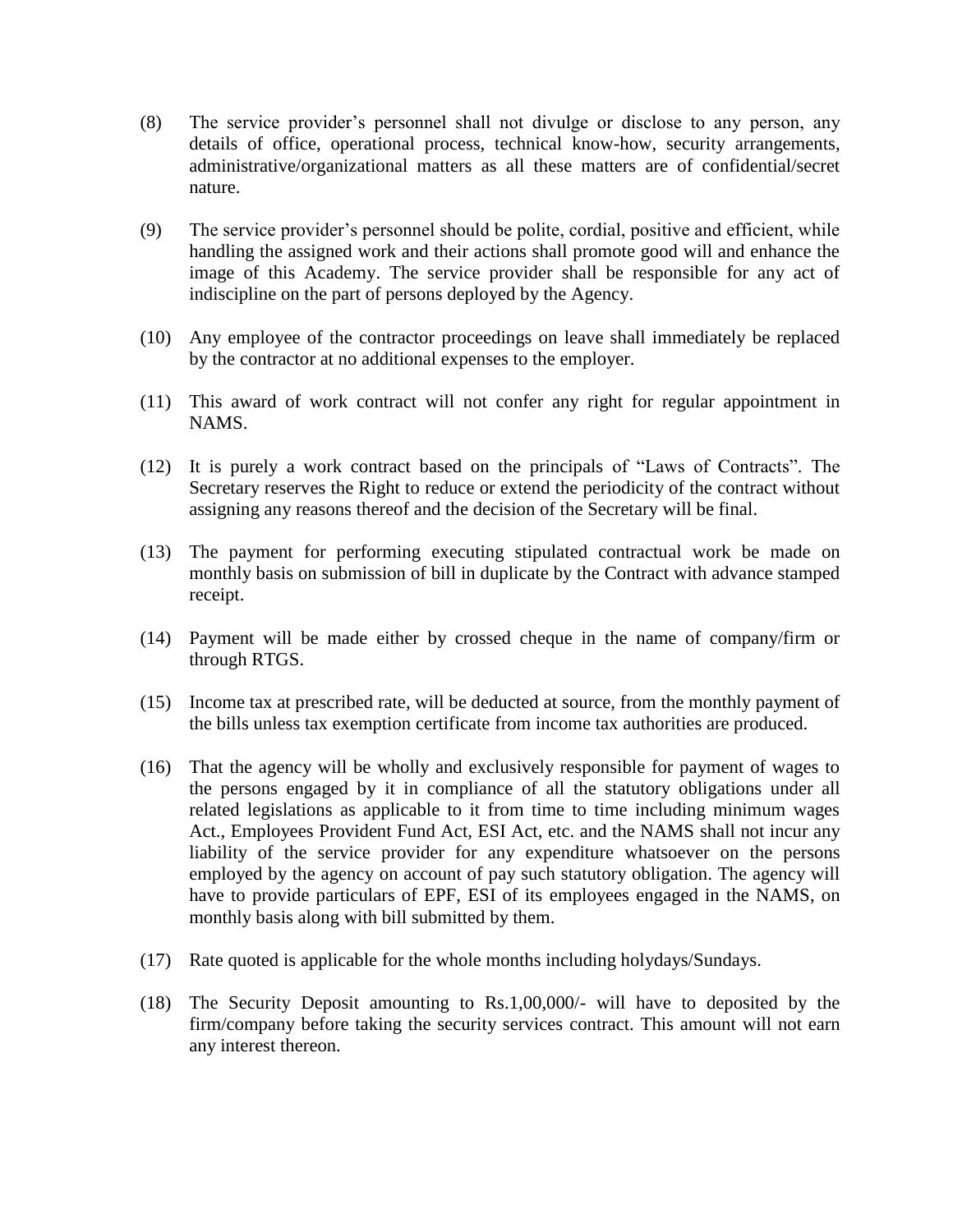(8) The service provider's personnel shall not divulge or disclose to any person, any details of office, operational process, technical know-how, security arrangements, administrative/organizational matters as all these matters are of confidential/secret nature.

(9) The service provider's personnel should be polite, cordial, positive and efficient, while handling the assigned work and their actions shall promote good will and enhance the image of this Academy. The service provider shall be responsible for any act of indiscipline on the part of persons deployed by the Agency.

(10) Any employee of the contractor proceedings on leave shall immediately be replaced by the contractor at no additional expenses to the employer.

(11) This award of work contract will not confer any right for regular appointment in NAMS.

(12) It is purely a work contract based on the principals of "Laws of Contracts". The Secretary reserves the Right to reduce or extend the periodicity of the contract without assigning any reasons thereof and the decision of the Secretary will be final.

(13) The payment for performing executing stipulated contractual work be made on monthly basis on submission of bill in duplicate by the Contract with advance stamped receipt.

(14) Payment will be made either by crossed cheque in the name of company/firm or through RTGS.

(15) Income tax at prescribed rate, will be deducted at source, from the monthly payment of the bills unless tax exemption certificate from income tax authorities are produced.

(16) That the agency will be wholly and exclusively responsible for payment of wages to the persons engaged by it in compliance of all the statutory obligations under all related legislations as applicable to it from time to time including minimum wages Act., Employees Provident Fund Act, ESI Act, etc. and the NAMS shall not incur any liability of the service provider for any expenditure whatsoever on the persons employed by the agency on account of pay such statutory obligation. The agency will have to provide particulars of EPF, ESI of its employees engaged in the NAMS, on monthly basis along with bill submitted by them.

(17) Rate quoted is applicable for the whole months including holydays/Sundays.

(18) The Security Deposit amounting to Rs.1,00,000/- will have to deposited by the firm/company before taking the security services contract. This amount will not earn any interest thereon.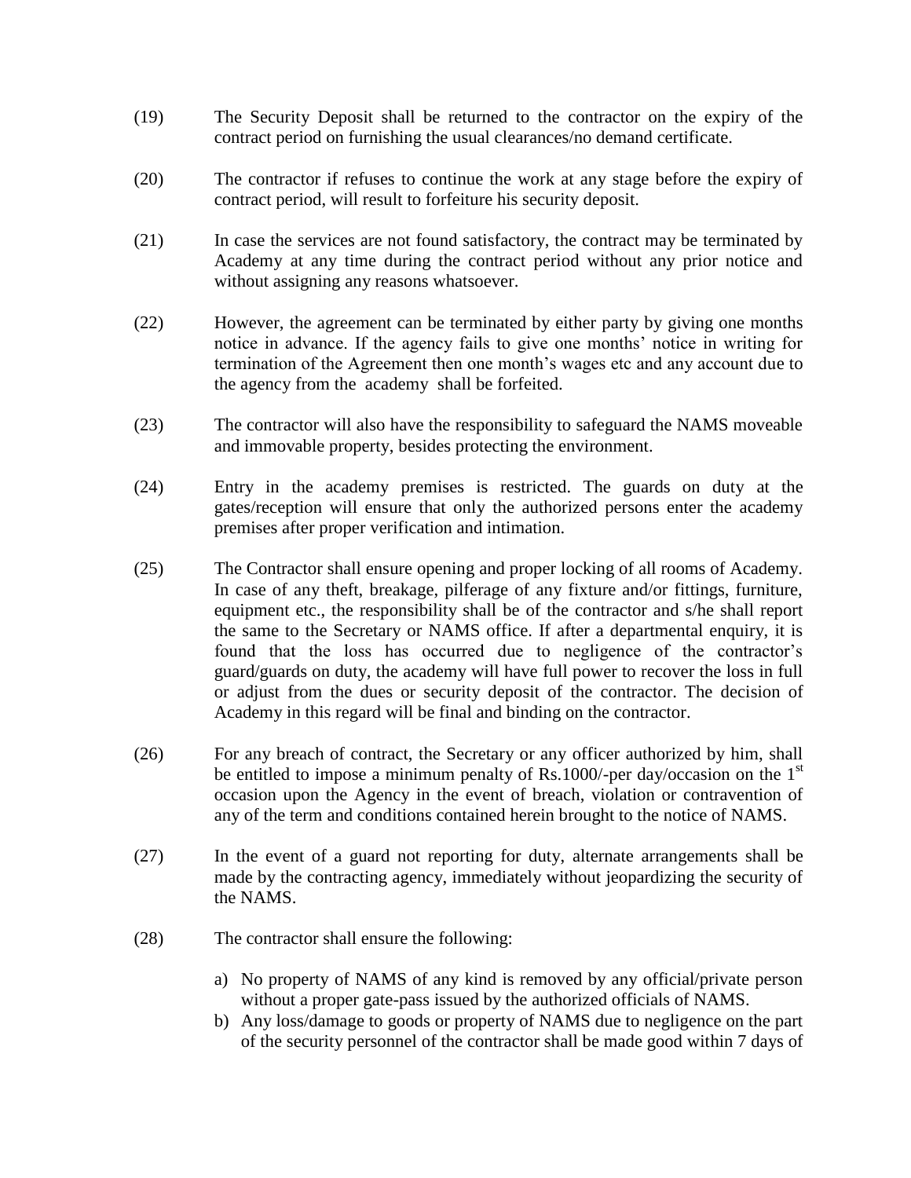(19) The Security Deposit shall be returned to the contractor on the expiry of the contract period on furnishing the usual clearances/no demand certificate.

(20) The contractor if refuses to continue the work at any stage before the expiry of contract period, will result to forfeiture his security deposit.

(21) In case the services are not found satisfactory, the contract may be terminated by Academy at any time during the contract period without any prior notice and without assigning any reasons whatsoever.

(22) However, the agreement can be terminated by either party by giving one months notice in advance. If the agency fails to give one months' notice in writing for termination of the Agreement then one month's wages etc and any account due to the agency from the academy shall be forfeited.

(23) The contractor will also have the responsibility to safeguard the NAMS moveable and immovable property, besides protecting the environment.

(24) Entry in the academy premises is restricted. The guards on duty at the gates/reception will ensure that only the authorized persons enter the academy premises after proper verification and intimation.

(25) The Contractor shall ensure opening and proper locking of all rooms of Academy. In case of any theft, breakage, pilferage of any fixture and/or fittings, furniture, equipment etc., the responsibility shall be of the contractor and s/he shall report the same to the Secretary or NAMS office. If after a departmental enquiry, it is found that the loss has occurred due to negligence of the contractor's guard/guards on duty, the academy will have full power to recover the loss in full or adjust from the dues or security deposit of the contractor. The decision of Academy in this regard will be final and binding on the contractor.

(26) For any breach of contract, the Secretary or any officer authorized by him, shall be entitled to impose a minimum penalty of Rs.1000/-per day/occasion on the 1st occasion upon the Agency in the event of breach, violation or contravention of any of the term and conditions contained herein brought to the notice of NAMS.

(27) In the event of a guard not reporting for duty, alternate arrangements shall be made by the contracting agency, immediately without jeopardizing the security of the NAMS.

(28) The contractor shall ensure the following:

a) No property of NAMS of any kind is removed by any official/private person without a proper gate-pass issued by the authorized officials of NAMS.
b) Any loss/damage to goods or property of NAMS due to negligence on the part of the security personnel of the contractor shall be made good within 7 days of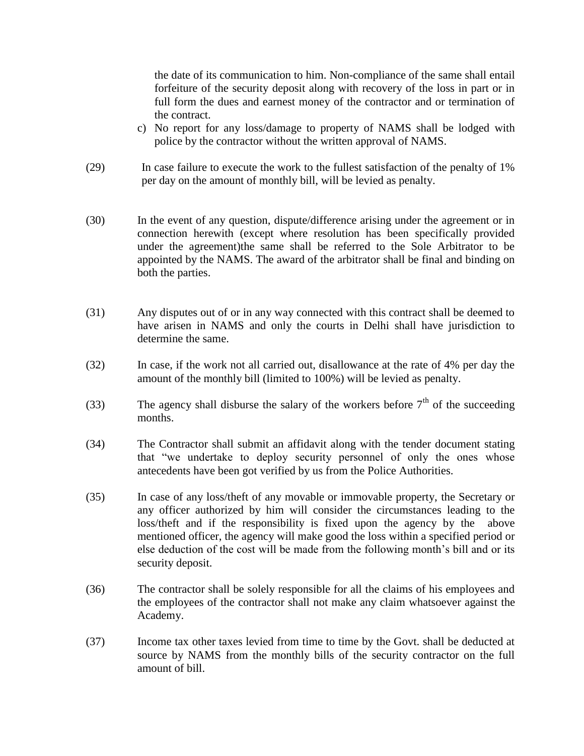the date of its communication to him. Non-compliance of the same shall entail forfeiture of the security deposit along with recovery of the loss in part or in full form the dues and earnest money of the contractor and or termination of the contract.

c) No report for any loss/damage to property of NAMS shall be lodged with police by the contractor without the written approval of NAMS.

(29) In case failure to execute the work to the fullest satisfaction of the penalty of 1% per day on the amount of monthly bill, will be levied as penalty.

(30) In the event of any question, dispute/difference arising under the agreement or in connection herewith (except where resolution has been specifically provided under the agreement)the same shall be referred to the Sole Arbitrator to be appointed by the NAMS. The award of the arbitrator shall be final and binding on both the parties.

(31) Any disputes out of or in any way connected with this contract shall be deemed to have arisen in NAMS and only the courts in Delhi shall have jurisdiction to determine the same.

(32) In case, if the work not all carried out, disallowance at the rate of 4% per day the amount of the monthly bill (limited to 100%) will be levied as penalty.

(33) The agency shall disburse the salary of the workers before 7th of the succeeding months.

(34) The Contractor shall submit an affidavit along with the tender document stating that "we undertake to deploy security personnel of only the ones whose antecedents have been got verified by us from the Police Authorities.

(35) In case of any loss/theft of any movable or immovable property, the Secretary or any officer authorized by him will consider the circumstances leading to the loss/theft and if the responsibility is fixed upon the agency by the above mentioned officer, the agency will make good the loss within a specified period or else deduction of the cost will be made from the following month's bill and or its security deposit.

(36) The contractor shall be solely responsible for all the claims of his employees and the employees of the contractor shall not make any claim whatsoever against the Academy.

(37) Income tax other taxes levied from time to time by the Govt. shall be deducted at source by NAMS from the monthly bills of the security contractor on the full amount of bill.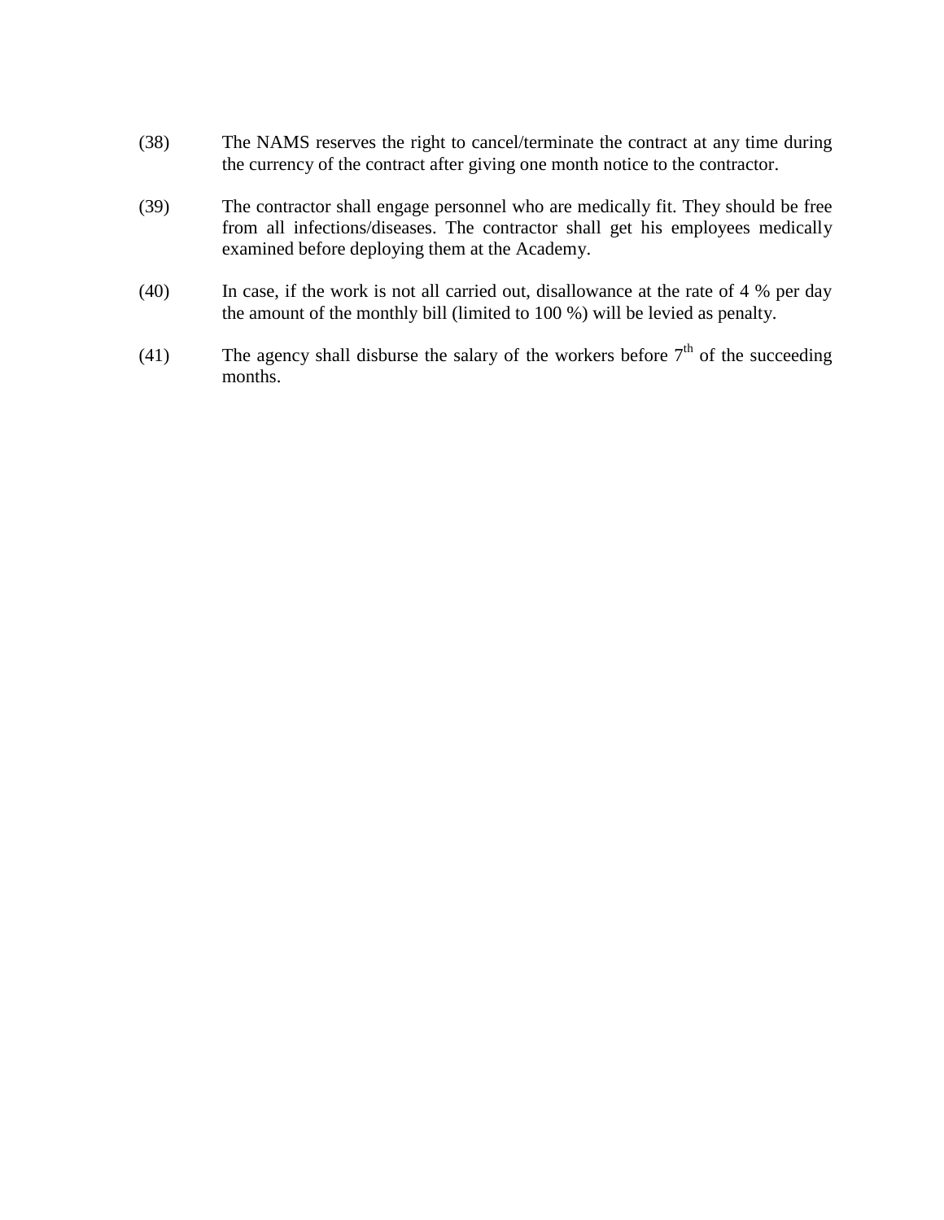(38) The NAMS reserves the right to cancel/terminate the contract at any time during the currency of the contract after giving one month notice to the contractor.

(39) The contractor shall engage personnel who are medically fit. They should be free from all infections/diseases. The contractor shall get his employees medically examined before deploying them at the Academy.

(40) In case, if the work is not all carried out, disallowance at the rate of 4 % per day the amount of the monthly bill (limited to 100 %) will be levied as penalty.

(41) The agency shall disburse the salary of the workers before 7th of the succeeding months.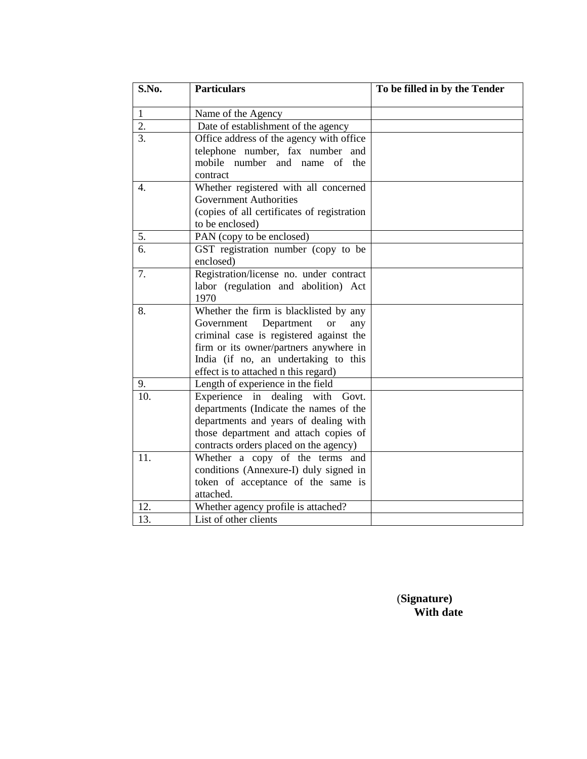| S.No. | Particulars | To be filled in by the Tender |
|---|---|---|
| 1 | Name of the Agency | |
| 2. | Date of establishment of the agency | |
| 3. | Office address of the agency with office telephone number, fax number and mobile number and name of the contract | |
| 4. | Whether registered with all concerned Government Authorities (copies of all certificates of registration to be enclosed) | |
| 5. | PAN (copy to be enclosed) | |
| 6. | GST registration number (copy to be enclosed) | |
| 7. | Registration/license no. under contract labor (regulation and abolition) Act 1970 | |
| 8. | Whether the firm is blacklisted by any Government Department or any criminal case is registered against the firm or its owner/partners anywhere in India (if no, an undertaking to this effect is to attached n this regard) | |
| 9. | Length of experience in the field | |
| 10. | Experience in dealing with Govt. departments (Indicate the names of the departments and years of dealing with those department and attach copies of contracts orders placed on the agency) | |
| 11. | Whether a copy of the terms and conditions (Annexure-I) duly signed in token of acceptance of the same is attached. | |
| 12. | Whether agency profile is attached? | |
| 13. | List of other clients | |

(**Signature)**
**With date**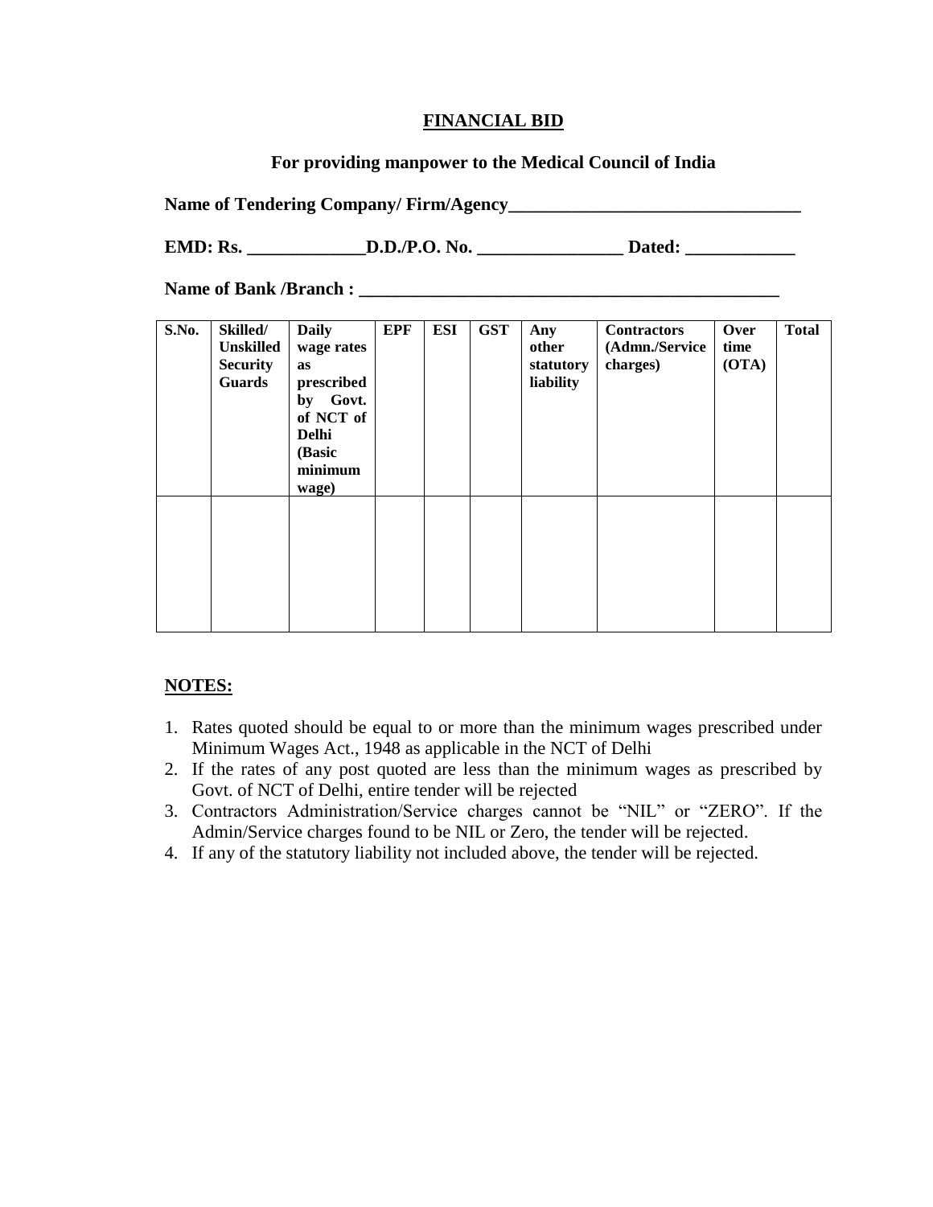# FINANCIAL BID

## For providing manpower to the Medical Council of India

**Name of Tendering Company/ Firm/Agency________________________________**

**EMD: Rs. _____________D.D./P.O. No. ________________ Dated: ____________**

**Name of Bank /Branch : ________________________________________________**

| S.No. | Skilled/ Unskilled Security Guards | Daily wage rates as prescribed by Govt. of NCT of Delhi (Basic minimum wage) | EPF | ESI | GST | Any other statutory liability | Contractors (Admn./Service charges) | Over time (OTA) | Total |
|---|---|---|---|---|---|---|---|---|---|
| | | | | | | | | | |

## NOTES:

1. Rates quoted should be equal to or more than the minimum wages prescribed under Minimum Wages Act., 1948 as applicable in the NCT of Delhi
2. If the rates of any post quoted are less than the minimum wages as prescribed by Govt. of NCT of Delhi, entire tender will be rejected
3. Contractors Administration/Service charges cannot be "NIL" or "ZERO". If the Admin/Service charges found to be NIL or Zero, the tender will be rejected.
4. If any of the statutory liability not included above, the tender will be rejected.